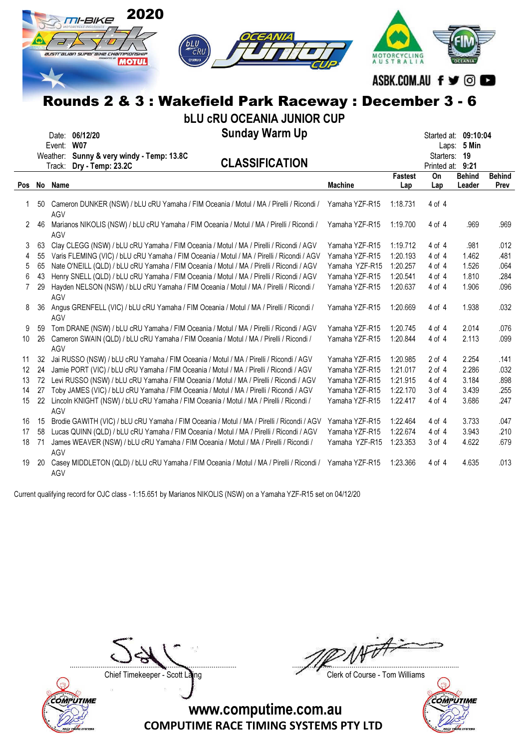# 2020

ASBK.COM.AU

## Rounds 2 & 3 : Wakefield Park Raceway : December 3 - 6

### bLU cRU OCEANIA JUNIOR CUP

### Sunday Warm Up

### CLASSIFICATION

Date: **06/12/20**
Event: **W07**
Weather: **Sunny & very windy - Temp: 13.8C**
Track: **Dry - Temp: 23.2C**

Started at: **09:10:04**
Laps: **5 Min**
Starters: **19**
Printed at: **9:21**

| Pos | No | Name | Machine | Fastest Lap | On Lap | Behind Leader | Behind Prev |
|---|---|---|---|---|---|---|---|
| 1 | 50 | Cameron DUNKER (NSW) / bLU cRU Yamaha / FIM Oceania / Motul / MA / Pirelli / Ricondi / AGV | Yamaha YZF-R15 | 1:18.731 | 4 of 4 | | |
| 2 | 46 | Marianos NIKOLIS (NSW) / bLU cRU Yamaha / FIM Oceania / Motul / MA / Pirelli / Ricondi / AGV | Yamaha YZF-R15 | 1:19.700 | 4 of 4 | .969 | .969 |
| 3 | 63 | Clay CLEGG (NSW) / bLU cRU Yamaha / FIM Oceania / Motul / MA / Pirelli / Ricondi / AGV | Yamaha YZF-R15 | 1:19.712 | 4 of 4 | .981 | .012 |
| 4 | 55 | Varis FLEMING (VIC) / bLU cRU Yamaha / FIM Oceania / Motul / MA / Pirelli / Ricondi / AGV | Yamaha YZF-R15 | 1:20.193 | 4 of 4 | 1.462 | .481 |
| 5 | 65 | Nate O'NEILL (QLD) / bLU cRU Yamaha / FIM Oceania / Motul / MA / Pirelli / Ricondi / AGV | Yamaha YZF-R15 | 1:20.257 | 4 of 4 | 1.526 | .064 |
| 6 | 43 | Henry SNELL (QLD) / bLU cRU Yamaha / FIM Oceania / Motul / MA / Pirelli / Ricondi / AGV | Yamaha YZF-R15 | 1:20.541 | 4 of 4 | 1.810 | .284 |
| 7 | 29 | Hayden NELSON (NSW) / bLU cRU Yamaha / FIM Oceania / Motul / MA / Pirelli / Ricondi / AGV | Yamaha YZF-R15 | 1:20.637 | 4 of 4 | 1.906 | .096 |
| 8 | 36 | Angus GRENFELL (VIC) / bLU cRU Yamaha / FIM Oceania / Motul / MA / Pirelli / Ricondi / AGV | Yamaha YZF-R15 | 1:20.669 | 4 of 4 | 1.938 | .032 |
| 9 | 59 | Tom DRANE (NSW) / bLU cRU Yamaha / FIM Oceania / Motul / MA / Pirelli / Ricondi / AGV | Yamaha YZF-R15 | 1:20.745 | 4 of 4 | 2.014 | .076 |
| 10 | 26 | Cameron SWAIN (QLD) / bLU cRU Yamaha / FIM Oceania / Motul / MA / Pirelli / Ricondi / AGV | Yamaha YZF-R15 | 1:20.844 | 4 of 4 | 2.113 | .099 |
| 11 | 32 | Jai RUSSO (NSW) / bLU cRU Yamaha / FIM Oceania / Motul / MA / Pirelli / Ricondi / AGV | Yamaha YZF-R15 | 1:20.985 | 2 of 4 | 2.254 | .141 |
| 12 | 24 | Jamie PORT (VIC) / bLU cRU Yamaha / FIM Oceania / Motul / MA / Pirelli / Ricondi / AGV | Yamaha YZF-R15 | 1:21.017 | 2 of 4 | 2.286 | .032 |
| 13 | 72 | Levi RUSSO (NSW) / bLU cRU Yamaha / FIM Oceania / Motul / MA / Pirelli / Ricondi / AGV | Yamaha YZF-R15 | 1:21.915 | 4 of 4 | 3.184 | .898 |
| 14 | 27 | Toby JAMES (VIC) / bLU cRU Yamaha / FIM Oceania / Motul / MA / Pirelli / Ricondi / AGV | Yamaha YZF-R15 | 1:22.170 | 3 of 4 | 3.439 | .255 |
| 15 | 22 | Lincoln KNIGHT (NSW) / bLU cRU Yamaha / FIM Oceania / Motul / MA / Pirelli / Ricondi / AGV | Yamaha YZF-R15 | 1:22.417 | 4 of 4 | 3.686 | .247 |
| 16 | 15 | Brodie GAWITH (VIC) / bLU cRU Yamaha / FIM Oceania / Motul / MA / Pirelli / Ricondi / AGV | Yamaha YZF-R15 | 1:22.464 | 4 of 4 | 3.733 | .047 |
| 17 | 58 | Lucas QUINN (QLD) / bLU cRU Yamaha / FIM Oceania / Motul / MA / Pirelli / Ricondi / AGV | Yamaha YZF-R15 | 1:22.674 | 4 of 4 | 3.943 | .210 |
| 18 | 71 | James WEAVER (NSW) / bLU cRU Yamaha / FIM Oceania / Motul / MA / Pirelli / Ricondi / AGV | Yamaha YZF-R15 | 1:23.353 | 3 of 4 | 4.622 | .679 |
| 19 | 20 | Casey MIDDLETON (QLD) / bLU cRU Yamaha / FIM Oceania / Motul / MA / Pirelli / Ricondi / AGV | Yamaha YZF-R15 | 1:23.366 | 4 of 4 | 4.635 | .013 |

Current qualifying record for OJC class - 1:15.651 by Marianos NIKOLIS (NSW) on a Yamaha YZF-R15 set on 04/12/20

Chief Timekeeper - Scott Laing

Clerk of Course - Tom Williams

www.computime.com.au
COMPUTIME RACE TIMING SYSTEMS PTY LTD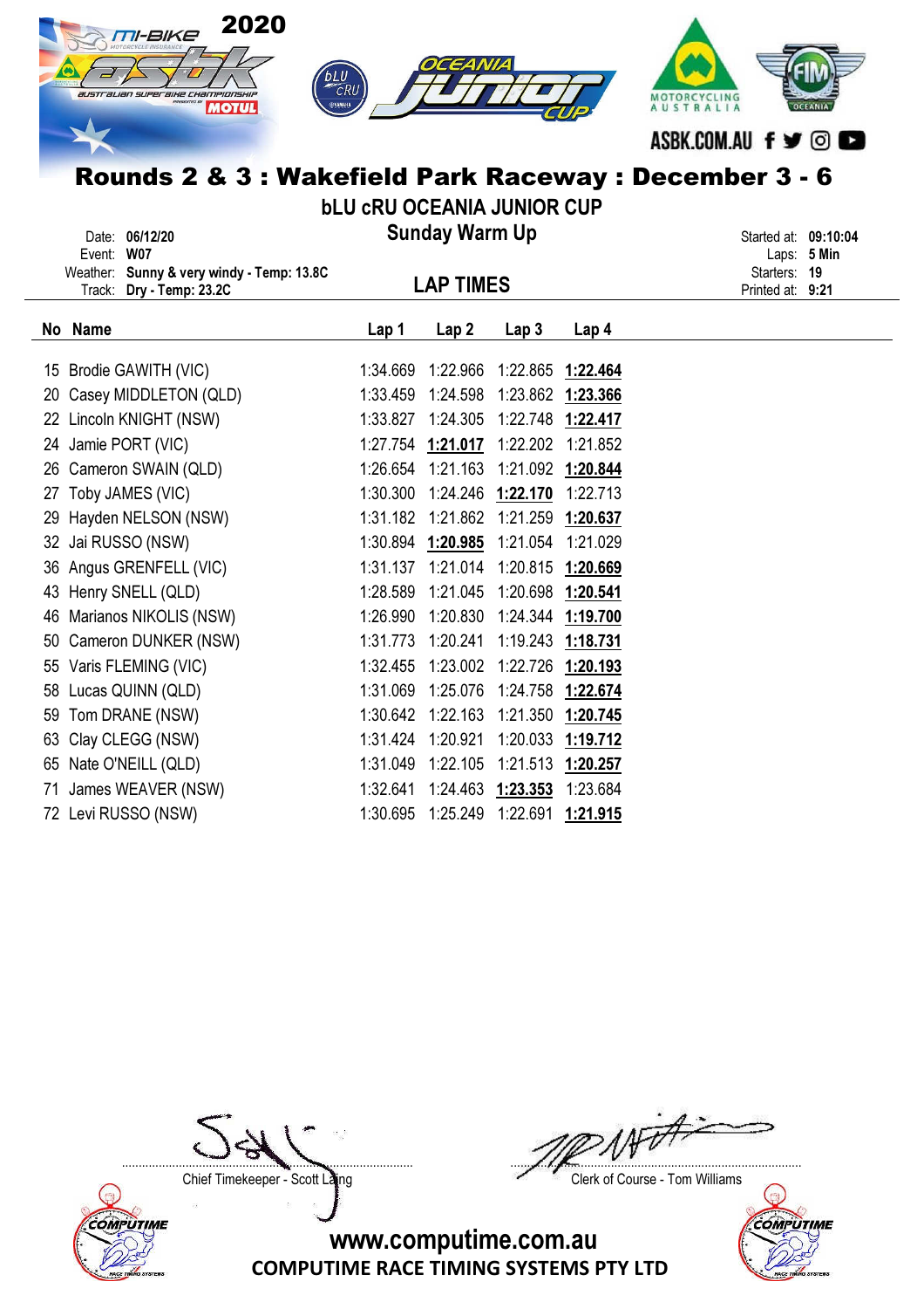# Rounds 2 & 3 : Wakefield Park Raceway : December 3 - 6

## bLU cRU OCEANIA JUNIOR CUP

### Sunday Warm Up

Date: **06/12/20**
Event: **W07**
Weather: **Sunny & very windy - Temp: 13.8C**
Track: **Dry - Temp: 23.2C**

Started at: **09:10:04**
Laps: **5 Min**
Starters: **19**
Printed at: **9:21**

### LAP TIMES

| No | Name | Lap 1 | Lap 2 | Lap 3 | Lap 4 |
|---|---|---|---|---|---|
| 15 | Brodie GAWITH (VIC) | 1:34.669 | 1:22.966 | 1:22.865 | **1:22.464** |
| 20 | Casey MIDDLETON (QLD) | 1:33.459 | 1:24.598 | 1:23.862 | **1:23.366** |
| 22 | Lincoln KNIGHT (NSW) | 1:33.827 | 1:24.305 | 1:22.748 | **1:22.417** |
| 24 | Jamie PORT (VIC) | 1:27.754 | **1:21.017** | 1:22.202 | 1:21.852 |
| 26 | Cameron SWAIN (QLD) | 1:26.654 | 1:21.163 | 1:21.092 | **1:20.844** |
| 27 | Toby JAMES (VIC) | 1:30.300 | 1:24.246 | **1:22.170** | 1:22.713 |
| 29 | Hayden NELSON (NSW) | 1:31.182 | 1:21.862 | 1:21.259 | **1:20.637** |
| 32 | Jai RUSSO (NSW) | 1:30.894 | **1:20.985** | 1:21.054 | 1:21.029 |
| 36 | Angus GRENFELL (VIC) | 1:31.137 | 1:21.014 | 1:20.815 | **1:20.669** |
| 43 | Henry SNELL (QLD) | 1:28.589 | 1:21.045 | 1:20.698 | **1:20.541** |
| 46 | Marianos NIKOLIS (NSW) | 1:26.990 | 1:20.830 | 1:24.344 | **1:19.700** |
| 50 | Cameron DUNKER (NSW) | 1:31.773 | 1:20.241 | 1:19.243 | **1:18.731** |
| 55 | Varis FLEMING (VIC) | 1:32.455 | 1:23.002 | 1:22.726 | **1:20.193** |
| 58 | Lucas QUINN (QLD) | 1:31.069 | 1:25.076 | 1:24.758 | **1:22.674** |
| 59 | Tom DRANE (NSW) | 1:30.642 | 1:22.163 | 1:21.350 | **1:20.745** |
| 63 | Clay CLEGG (NSW) | 1:31.424 | 1:20.921 | 1:20.033 | **1:19.712** |
| 65 | Nate O'NEILL (QLD) | 1:31.049 | 1:22.105 | 1:21.513 | **1:20.257** |
| 71 | James WEAVER (NSW) | 1:32.641 | 1:24.463 | **1:23.353** | 1:23.684 |
| 72 | Levi RUSSO (NSW) | 1:30.695 | 1:25.249 | 1:22.691 | **1:21.915** |

Chief Timekeeper - Scott Laing

Clerk of Course - Tom Williams

www.computime.com.au
COMPUTIME RACE TIMING SYSTEMS PTY LTD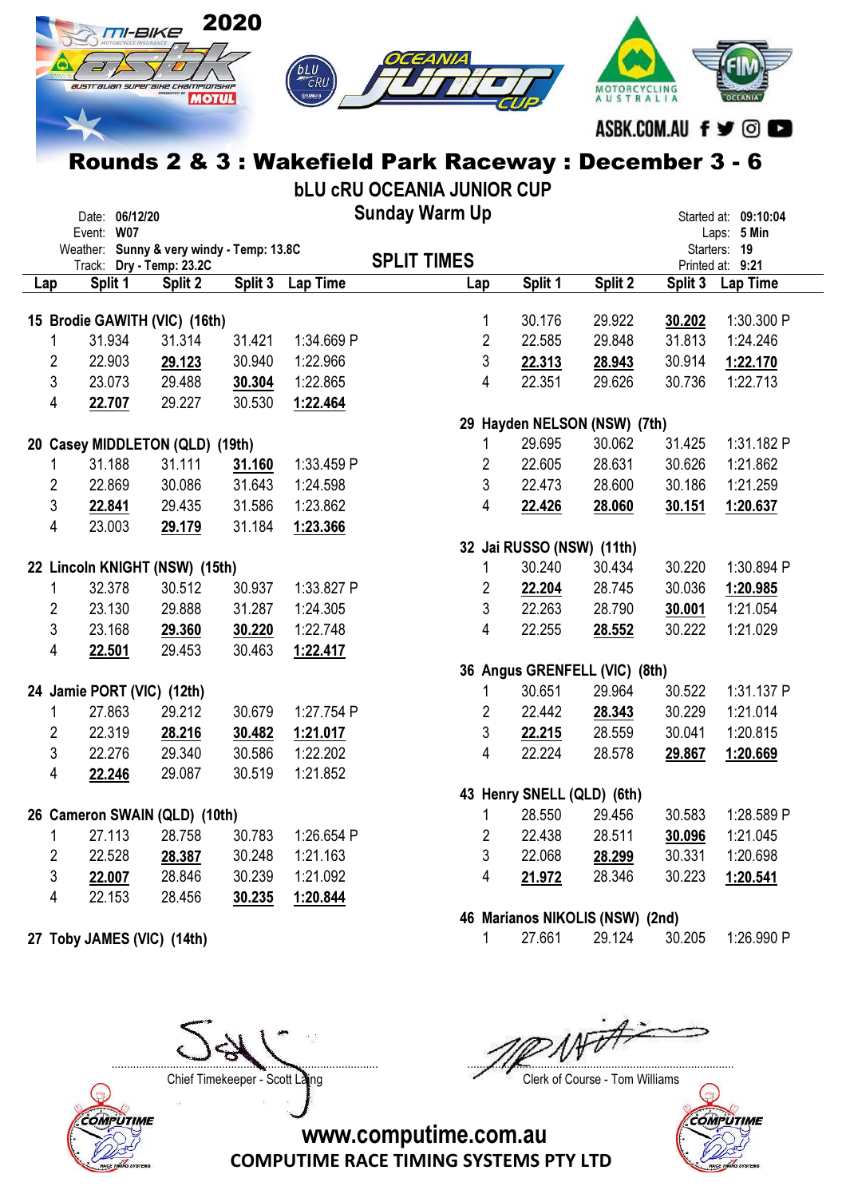# Rounds 2 & 3 : Wakefield Park Raceway : December 3 - 6

## bLU cRU OCEANIA JUNIOR CUP

### Sunday Warm Up

Date: **06/12/20**
Event: **W07**
Weather: **Sunny & very windy - Temp: 13.8C**
Track: **Dry - Temp: 23.2C**

Started at: **09:10:04**
Laps: **5 Min**
Starters: **19**
Printed at: **9:21**

### SPLIT TIMES

**15 Brodie GAWITH (VIC) (16th)**

| Lap | Split 1 | Split 2 | Split 3 | Lap Time |
|---|---|---|---|---|
| 1 | 31.934 | 31.314 | 31.421 | 1:34.669 P |
| 2 | 22.903 | **29.123** | 30.940 | 1:22.966 |
| 3 | 23.073 | 29.488 | **30.304** | 1:22.865 |
| 4 | **22.707** | 29.227 | 30.530 | **1:22.464** |

**20 Casey MIDDLETON (QLD) (19th)**

| Lap | Split 1 | Split 2 | Split 3 | Lap Time |
|---|---|---|---|---|
| 1 | 31.188 | 31.111 | **31.160** | 1:33.459 P |
| 2 | 22.869 | 30.086 | 31.643 | 1:24.598 |
| 3 | **22.841** | 29.435 | 31.586 | 1:23.862 |
| 4 | 23.003 | **29.179** | 31.184 | **1:23.366** |

**22 Lincoln KNIGHT (NSW) (15th)**

| Lap | Split 1 | Split 2 | Split 3 | Lap Time |
|---|---|---|---|---|
| 1 | 32.378 | 30.512 | 30.937 | 1:33.827 P |
| 2 | 23.130 | 29.888 | 31.287 | 1:24.305 |
| 3 | 23.168 | **29.360** | **30.220** | 1:22.748 |
| 4 | **22.501** | 29.453 | 30.463 | **1:22.417** |

**24 Jamie PORT (VIC) (12th)**

| Lap | Split 1 | Split 2 | Split 3 | Lap Time |
|---|---|---|---|---|
| 1 | 27.863 | 29.212 | 30.679 | 1:27.754 P |
| 2 | 22.319 | **28.216** | **30.482** | **1:21.017** |
| 3 | 22.276 | 29.340 | 30.586 | 1:22.202 |
| 4 | **22.246** | 29.087 | 30.519 | 1:21.852 |

**26 Cameron SWAIN (QLD) (10th)**

| Lap | Split 1 | Split 2 | Split 3 | Lap Time |
|---|---|---|---|---|
| 1 | 27.113 | 28.758 | 30.783 | 1:26.654 P |
| 2 | 22.528 | **28.387** | 30.248 | 1:21.163 |
| 3 | **22.007** | 28.846 | 30.239 | 1:21.092 |
| 4 | 22.153 | 28.456 | **30.235** | **1:20.844** |

**27 Toby JAMES (VIC) (14th)**

| Lap | Split 1 | Split 2 | Split 3 | Lap Time |
|---|---|---|---|---|
| 1 | 30.176 | 29.922 | **30.202** | 1:30.300 P |
| 2 | 22.585 | 29.848 | 31.813 | 1:24.246 |
| 3 | **22.313** | **28.943** | 30.914 | **1:22.170** |
| 4 | 22.351 | 29.626 | 30.736 | 1:22.713 |

**29 Hayden NELSON (NSW) (7th)**

| Lap | Split 1 | Split 2 | Split 3 | Lap Time |
|---|---|---|---|---|
| 1 | 29.695 | 30.062 | 31.425 | 1:31.182 P |
| 2 | 22.605 | 28.631 | 30.626 | 1:21.862 |
| 3 | 22.473 | 28.600 | 30.186 | 1:21.259 |
| 4 | **22.426** | **28.060** | **30.151** | **1:20.637** |

**32 Jai RUSSO (NSW) (11th)**

| Lap | Split 1 | Split 2 | Split 3 | Lap Time |
|---|---|---|---|---|
| 1 | 30.240 | 30.434 | 30.220 | 1:30.894 P |
| 2 | **22.204** | 28.745 | 30.036 | **1:20.985** |
| 3 | 22.263 | 28.790 | **30.001** | 1:21.054 |
| 4 | 22.255 | **28.552** | 30.222 | 1:21.029 |

**36 Angus GRENFELL (VIC) (8th)**

| Lap | Split 1 | Split 2 | Split 3 | Lap Time |
|---|---|---|---|---|
| 1 | 30.651 | 29.964 | 30.522 | 1:31.137 P |
| 2 | 22.442 | **28.343** | 30.229 | 1:21.014 |
| 3 | **22.215** | 28.559 | 30.041 | 1:20.815 |
| 4 | 22.224 | 28.578 | **29.867** | **1:20.669** |

**43 Henry SNELL (QLD) (6th)**

| Lap | Split 1 | Split 2 | Split 3 | Lap Time |
|---|---|---|---|---|
| 1 | 28.550 | 29.456 | 30.583 | 1:28.589 P |
| 2 | 22.438 | 28.511 | **30.096** | 1:21.045 |
| 3 | 22.068 | **28.299** | 30.331 | 1:20.698 |
| 4 | **21.972** | 28.346 | 30.223 | **1:20.541** |

**46 Marianos NIKOLIS (NSW) (2nd)**

| Lap | Split 1 | Split 2 | Split 3 | Lap Time |
|---|---|---|---|---|
| 1 | 27.661 | 29.124 | 30.205 | 1:26.990 P |

Chief Timekeeper - Scott Laing

Clerk of Course - Tom Williams

www.computime.com.au

COMPUTIME RACE TIMING SYSTEMS PTY LTD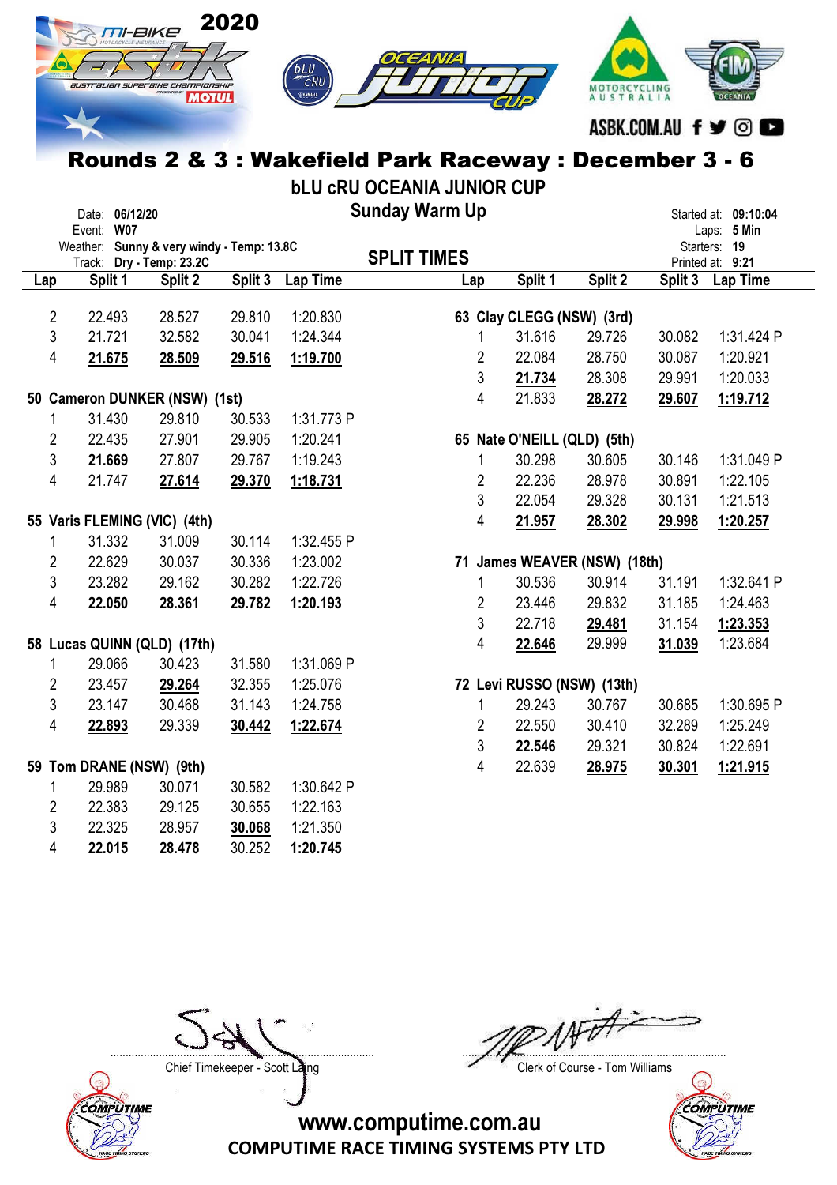# Rounds 2 & 3 : Wakefield Park Raceway : December 3 - 6

## bLU cRU OCEANIA JUNIOR CUP

### Sunday Warm Up

Date: 06/12/20
Event: W07
Weather: Sunny & very windy - Temp: 13.8C
Track: Dry - Temp: 23.2C

Started at: 09:10:04
Laps: 5 Min
Starters: 19
Printed at: 9:21

### SPLIT TIMES

| Lap | Split 1 | Split 2 | Split 3 | Lap Time |
|---|---|---|---|---|
| 2 | 22.493 | 28.527 | 29.810 | 1:20.830 |
| 3 | 21.721 | 32.582 | 30.041 | 1:24.344 |
| 4 | **21.675** | **28.509** | **29.516** | **1:19.700** |
| **50 Cameron DUNKER (NSW) (1st)** | | | | |
| 1 | 31.430 | 29.810 | 30.533 | 1:31.773 P |
| 2 | 22.435 | 27.901 | 29.905 | 1:20.241 |
| 3 | **21.669** | 27.807 | 29.767 | 1:19.243 |
| 4 | 21.747 | **27.614** | **29.370** | **1:18.731** |
| **55 Varis FLEMING (VIC) (4th)** | | | | |
| 1 | 31.332 | 31.009 | 30.114 | 1:32.455 P |
| 2 | 22.629 | 30.037 | 30.336 | 1:23.002 |
| 3 | 23.282 | 29.162 | 30.282 | 1:22.726 |
| 4 | **22.050** | **28.361** | **29.782** | **1:20.193** |
| **58 Lucas QUINN (QLD) (17th)** | | | | |
| 1 | 29.066 | 30.423 | 31.580 | 1:31.069 P |
| 2 | 23.457 | **29.264** | 32.355 | 1:25.076 |
| 3 | 23.147 | 30.468 | 31.143 | 1:24.758 |
| 4 | **22.893** | 29.339 | **30.442** | **1:22.674** |
| **59 Tom DRANE (NSW) (9th)** | | | | |
| 1 | 29.989 | 30.071 | 30.582 | 1:30.642 P |
| 2 | 22.383 | 29.125 | 30.655 | 1:22.163 |
| 3 | 22.325 | 28.957 | **30.068** | 1:21.350 |
| 4 | **22.015** | **28.478** | 30.252 | **1:20.745** |
| **63 Clay CLEGG (NSW) (3rd)** | | | | |
| 1 | 31.616 | 29.726 | 30.082 | 1:31.424 P |
| 2 | 22.084 | 28.750 | 30.087 | 1:20.921 |
| 3 | **21.734** | 28.308 | 29.991 | 1:20.033 |
| 4 | 21.833 | **28.272** | **29.607** | **1:19.712** |
| **65 Nate O'NEILL (QLD) (5th)** | | | | |
| 1 | 30.298 | 30.605 | 30.146 | 1:31.049 P |
| 2 | 22.236 | 28.978 | 30.891 | 1:22.105 |
| 3 | 22.054 | 29.328 | 30.131 | 1:21.513 |
| 4 | **21.957** | **28.302** | **29.998** | **1:20.257** |
| **71 James WEAVER (NSW) (18th)** | | | | |
| 1 | 30.536 | 30.914 | 31.191 | 1:32.641 P |
| 2 | 23.446 | 29.832 | 31.185 | 1:24.463 |
| 3 | 22.718 | **29.481** | 31.154 | **1:23.353** |
| 4 | **22.646** | 29.999 | **31.039** | 1:23.684 |
| **72 Levi RUSSO (NSW) (13th)** | | | | |
| 1 | 29.243 | 30.767 | 30.685 | 1:30.695 P |
| 2 | 22.550 | 30.410 | 32.289 | 1:25.249 |
| 3 | **22.546** | 29.321 | 30.824 | 1:22.691 |
| 4 | 22.639 | **28.975** | **30.301** | **1:21.915** |

Chief Timekeeper - Scott Laing

Clerk of Course - Tom Williams

www.computime.com.au
COMPUTIME RACE TIMING SYSTEMS PTY LTD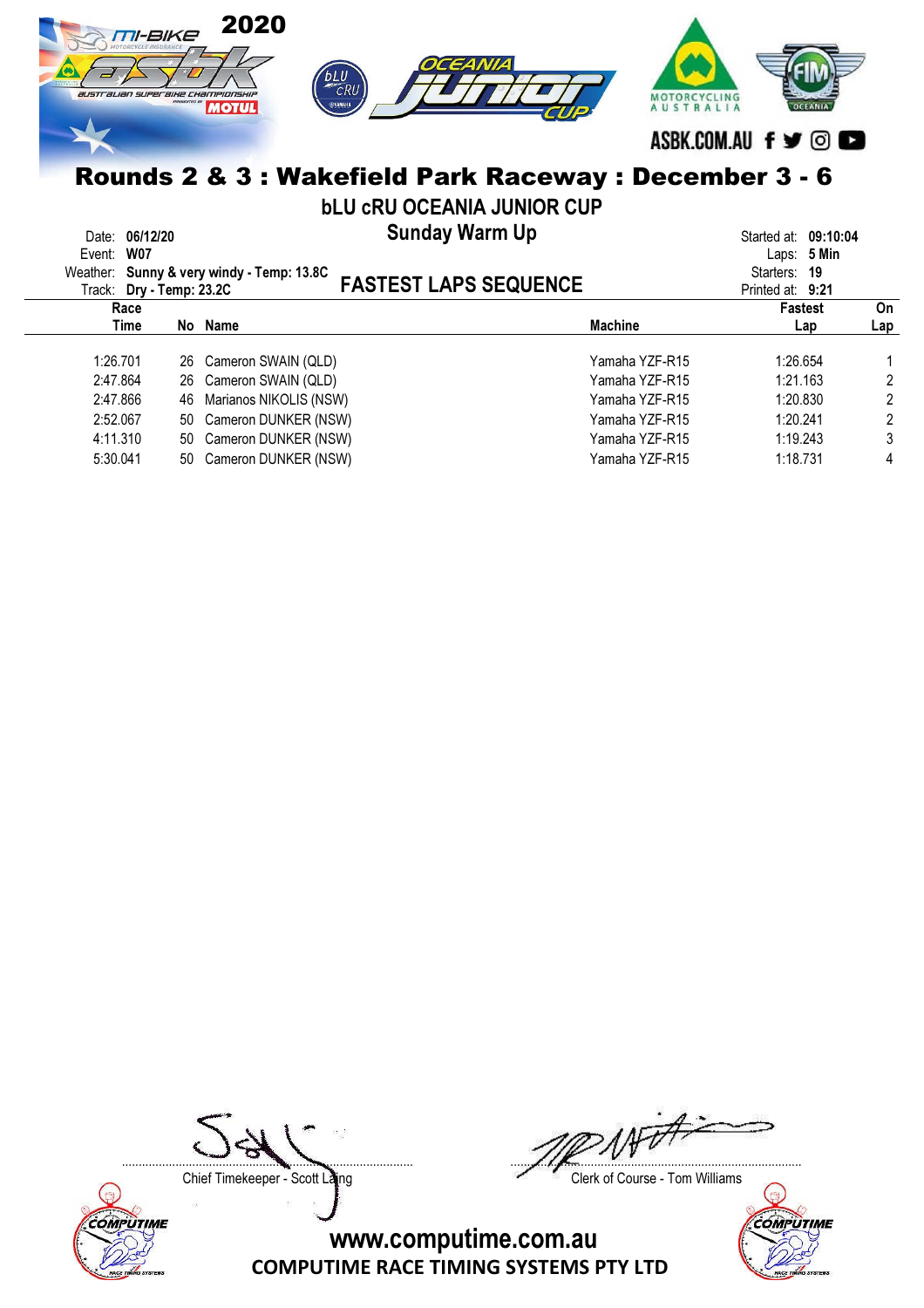# Rounds 2 & 3 : Wakefield Park Raceway : December 3 - 6

## bLU cRU OCEANIA JUNIOR CUP

### Sunday Warm Up

Date: **06/12/20**
Event: **W07**
Weather: **Sunny & very windy - Temp: 13.8C**
Track: **Dry - Temp: 23.2C**

Started at: **09:10:04**
Laps: **5 Min**
Starters: **19**
Printed at: **9:21**

### FASTEST LAPS SEQUENCE

| Race Time | No | Name | Machine | Fastest Lap | On Lap |
|---|---|---|---|---|---|
| 1:26.701 | 26 | Cameron SWAIN (QLD) | Yamaha YZF-R15 | 1:26.654 | 1 |
| 2:47.864 | 26 | Cameron SWAIN (QLD) | Yamaha YZF-R15 | 1:21.163 | 2 |
| 2:47.866 | 46 | Marianos NIKOLIS (NSW) | Yamaha YZF-R15 | 1:20.830 | 2 |
| 2:52.067 | 50 | Cameron DUNKER (NSW) | Yamaha YZF-R15 | 1:20.241 | 2 |
| 4:11.310 | 50 | Cameron DUNKER (NSW) | Yamaha YZF-R15 | 1:19.243 | 3 |
| 5:30.041 | 50 | Cameron DUNKER (NSW) | Yamaha YZF-R15 | 1:18.731 | 4 |

Chief Timekeeper - Scott Laing

Clerk of Course - Tom Williams

www.computime.com.au
COMPUTIME RACE TIMING SYSTEMS PTY LTD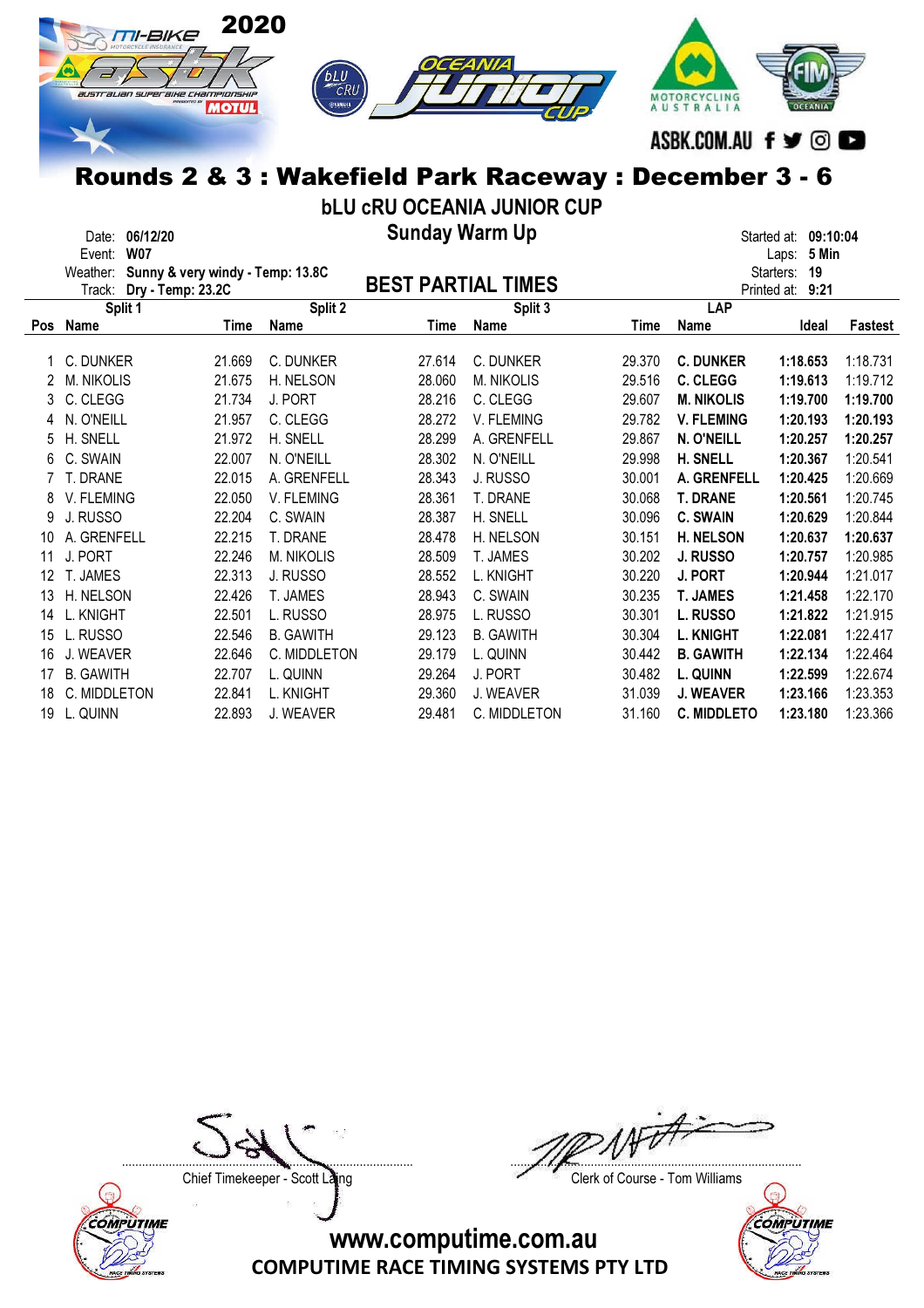2020

ASBK.COM.AU

# Rounds 2 & 3 : Wakefield Park Raceway : December 3 - 6

## bLU cRU OCEANIA JUNIOR CUP

### Sunday Warm Up

Date: **06/12/20**
Event: **W07**
Weather: **Sunny & very windy - Temp: 13.8C**
Track: **Dry - Temp: 23.2C**

Started at: **09:10:04**
Laps: **5 Min**
Starters: **19**
Printed at: **9:21**

### BEST PARTIAL TIMES

| | Split 1 | | Split 2 | | Split 3 | | LAP | | |
|---|---|---|---|---|---|---|---|---|---|
| Pos | Name | Time | Name | Time | Name | Time | Name | Ideal | Fastest |
| 1 | C. DUNKER | 21.669 | C. DUNKER | 27.614 | C. DUNKER | 29.370 | **C. DUNKER** | **1:18.653** | 1:18.731 |
| 2 | M. NIKOLIS | 21.675 | H. NELSON | 28.060 | M. NIKOLIS | 29.516 | **C. CLEGG** | **1:19.613** | 1:19.712 |
| 3 | C. CLEGG | 21.734 | J. PORT | 28.216 | C. CLEGG | 29.607 | **M. NIKOLIS** | **1:19.700** | **1:19.700** |
| 4 | N. O'NEILL | 21.957 | C. CLEGG | 28.272 | V. FLEMING | 29.782 | **V. FLEMING** | **1:20.193** | **1:20.193** |
| 5 | H. SNELL | 21.972 | H. SNELL | 28.299 | A. GRENFELL | 29.867 | **N. O'NEILL** | **1:20.257** | **1:20.257** |
| 6 | C. SWAIN | 22.007 | N. O'NEILL | 28.302 | N. O'NEILL | 29.998 | **H. SNELL** | **1:20.367** | 1:20.541 |
| 7 | T. DRANE | 22.015 | A. GRENFELL | 28.343 | J. RUSSO | 30.001 | **A. GRENFELL** | **1:20.425** | 1:20.669 |
| 8 | V. FLEMING | 22.050 | V. FLEMING | 28.361 | T. DRANE | 30.068 | **T. DRANE** | **1:20.561** | 1:20.745 |
| 9 | J. RUSSO | 22.204 | C. SWAIN | 28.387 | H. SNELL | 30.096 | **C. SWAIN** | **1:20.629** | 1:20.844 |
| 10 | A. GRENFELL | 22.215 | T. DRANE | 28.478 | H. NELSON | 30.151 | **H. NELSON** | **1:20.637** | **1:20.637** |
| 11 | J. PORT | 22.246 | M. NIKOLIS | 28.509 | T. JAMES | 30.202 | **J. RUSSO** | **1:20.757** | 1:20.985 |
| 12 | T. JAMES | 22.313 | J. RUSSO | 28.552 | L. KNIGHT | 30.220 | **J. PORT** | **1:20.944** | 1:21.017 |
| 13 | H. NELSON | 22.426 | T. JAMES | 28.943 | C. SWAIN | 30.235 | **T. JAMES** | **1:21.458** | 1:22.170 |
| 14 | L. KNIGHT | 22.501 | L. RUSSO | 28.975 | L. RUSSO | 30.301 | **L. RUSSO** | **1:21.822** | 1:21.915 |
| 15 | L. RUSSO | 22.546 | B. GAWITH | 29.123 | B. GAWITH | 30.304 | **L. KNIGHT** | **1:22.081** | 1:22.417 |
| 16 | J. WEAVER | 22.646 | C. MIDDLETON | 29.179 | L. QUINN | 30.442 | **B. GAWITH** | **1:22.134** | 1:22.464 |
| 17 | B. GAWITH | 22.707 | L. QUINN | 29.264 | J. PORT | 30.482 | **L. QUINN** | **1:22.599** | 1:22.674 |
| 18 | C. MIDDLETON | 22.841 | L. KNIGHT | 29.360 | J. WEAVER | 31.039 | **J. WEAVER** | **1:23.166** | 1:23.353 |
| 19 | L. QUINN | 22.893 | J. WEAVER | 29.481 | C. MIDDLETON | 31.160 | **C. MIDDLETO** | **1:23.180** | 1:23.366 |

Chief Timekeeper - Scott Laing

Clerk of Course - Tom Williams

www.computime.com.au
COMPUTIME RACE TIMING SYSTEMS PTY LTD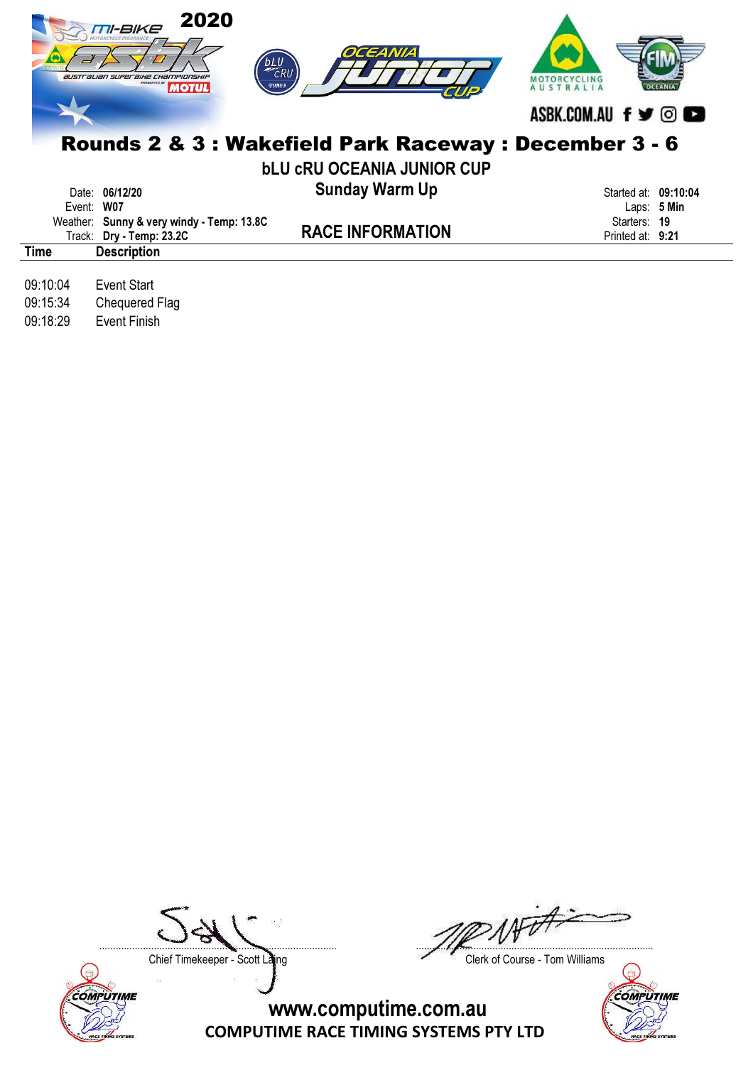## Rounds 2 & 3 : Wakefield Park Raceway : December 3 - 6

### bLU cRU OCEANIA JUNIOR CUP

### Sunday Warm Up

Date: **06/12/20**
Event: **W07**
Weather: **Sunny & very windy - Temp: 13.8C**
Track: **Dry - Temp: 23.2C**

Started at: **09:10:04**
Laps: **5 Min**
Starters: **19**
Printed at: **9:21**

### RACE INFORMATION

| Time | Description |
|---|---|
| 09:10:04 | Event Start |
| 09:15:34 | Chequered Flag |
| 09:18:29 | Event Finish |

Chief Timekeeper - Scott Laing

Clerk of Course - Tom Williams

www.computime.com.au

COMPUTIME RACE TIMING SYSTEMS PTY LTD